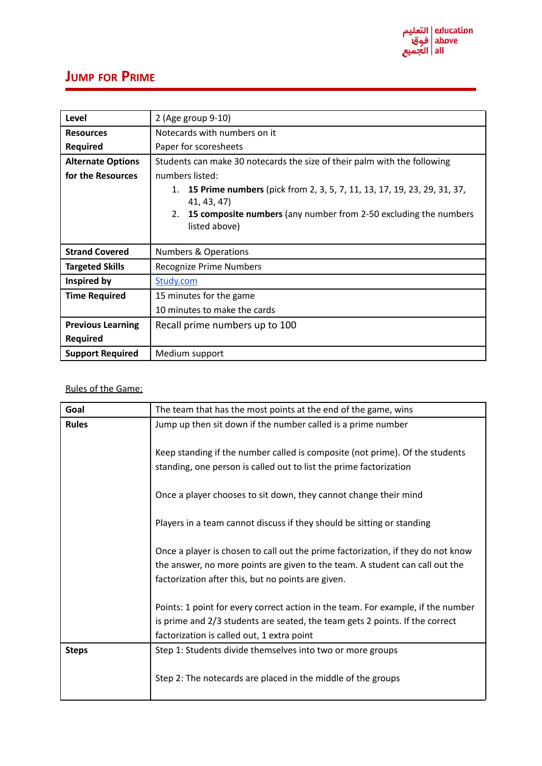# Jump for Prime

| Level | 2 (Age group 9-10) |
|---|---|
| Resources Required | Notecards with numbers on it<br>Paper for scoresheets |
| Alternate Options for the Resources | Students can make 30 notecards the size of their palm with the following numbers listed:<br>1. **15 Prime numbers** (pick from 2, 3, 5, 7, 11, 13, 17, 19, 23, 29, 31, 37, 41, 43, 47)<br>2. **15 composite numbers** (any number from 2-50 excluding the numbers listed above) |
| Strand Covered | Numbers & Operations |
| Targeted Skills | Recognize Prime Numbers |
| Inspired by | [Study.com](Study.com) |
| Time Required | 15 minutes for the game<br>10 minutes to make the cards |
| Previous Learning Required | Recall prime numbers up to 100 |
| Support Required | Medium support |

Rules of the Game:

| Goal | The team that has the most points at the end of the game, wins |
|---|---|
| Rules | Jump up then sit down if the number called is a prime number<br><br>Keep standing if the number called is composite (not prime). Of the students standing, one person is called out to list the prime factorization<br><br>Once a player chooses to sit down, they cannot change their mind<br><br>Players in a team cannot discuss if they should be sitting or standing<br><br>Once a player is chosen to call out the prime factorization, if they do not know the answer, no more points are given to the team. A student can call out the factorization after this, but no points are given.<br><br>Points: 1 point for every correct action in the team. For example, if the number is prime and 2/3 students are seated, the team gets 2 points. If the correct factorization is called out, 1 extra point |
| Steps | Step 1: Students divide themselves into two or more groups<br><br>Step 2: The notecards are placed in the middle of the groups |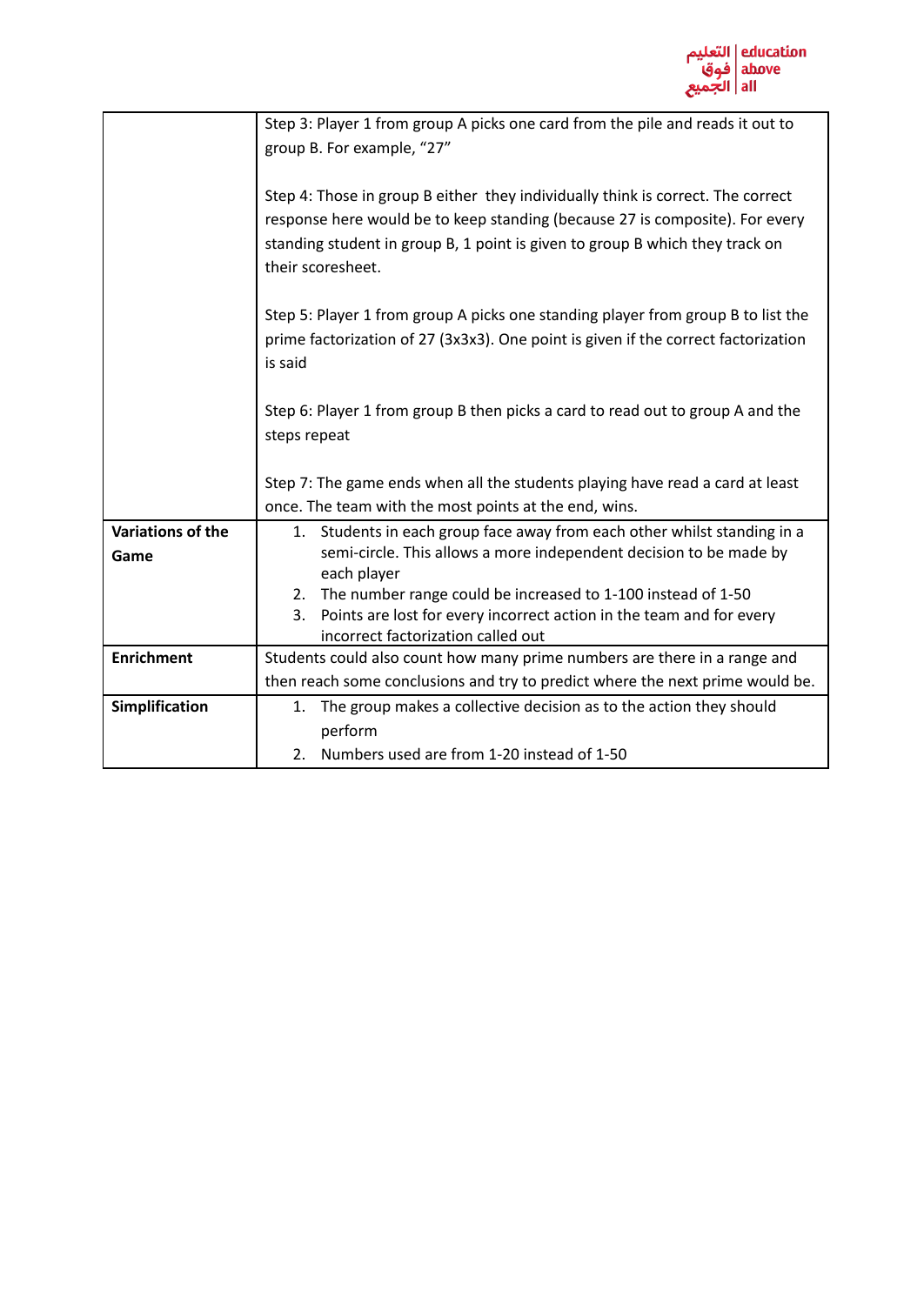| | |
|---|---|
| | Step 3: Player 1 from group A picks one card from the pile and reads it out to group B. For example, "27"<br><br>Step 4: Those in group B either  they individually think is correct. The correct response here would be to keep standing (because 27 is composite). For every standing student in group B, 1 point is given to group B which they track on their scoresheet.<br><br>Step 5: Player 1 from group A picks one standing player from group B to list the prime factorization of 27 (3x3x3). One point is given if the correct factorization is said<br><br>Step 6: Player 1 from group B then picks a card to read out to group A and the steps repeat<br><br>Step 7: The game ends when all the students playing have read a card at least once. The team with the most points at the end, wins. |
| **Variations of the Game** | 1. Students in each group face away from each other whilst standing in a semi-circle. This allows a more independent decision to be made by each player<br>2. The number range could be increased to 1-100 instead of 1-50<br>3. Points are lost for every incorrect action in the team and for every incorrect factorization called out |
| **Enrichment** | Students could also count how many prime numbers are there in a range and then reach some conclusions and try to predict where the next prime would be. |
| **Simplification** | 1. The group makes a collective decision as to the action they should perform<br>2. Numbers used are from 1-20 instead of 1-50 |